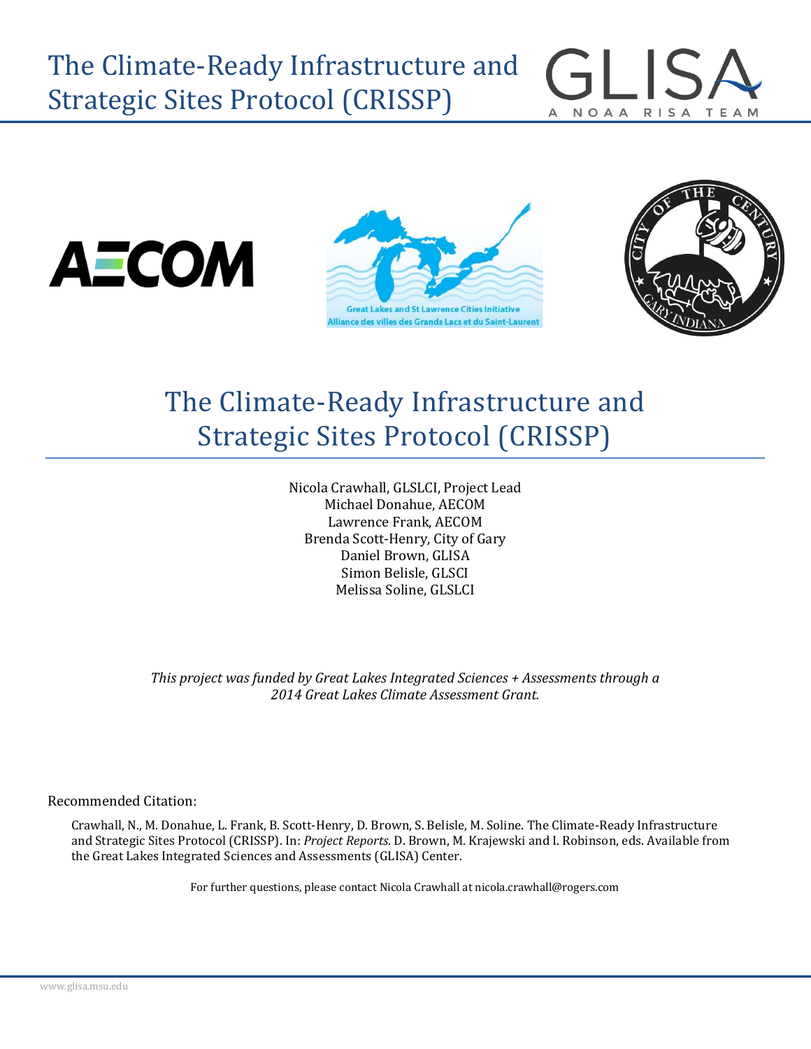# The Climate-Ready Infrastructure and Strategic Sites Protocol (CRISSP)

Nicola Crawhall, GLSLCI, Project Lead
Michael Donahue, AECOM
Lawrence Frank, AECOM
Brenda Scott-Henry, City of Gary
Daniel Brown, GLISA
Simon Belisle, GLSCI
Melissa Soline, GLSLCI

*This project was funded by Great Lakes Integrated Sciences + Assessments through a 2014 Great Lakes Climate Assessment Grant.*

Recommended Citation:

Crawhall, N., M. Donahue, L. Frank, B. Scott-Henry, D. Brown, S. Belisle, M. Soline. The Climate-Ready Infrastructure and Strategic Sites Protocol (CRISSP). In: *Project Reports*. D. Brown, M. Krajewski and I. Robinson, eds. Available from the Great Lakes Integrated Sciences and Assessments (GLISA) Center.

For further questions, please contact Nicola Crawhall at nicola.crawhall@rogers.com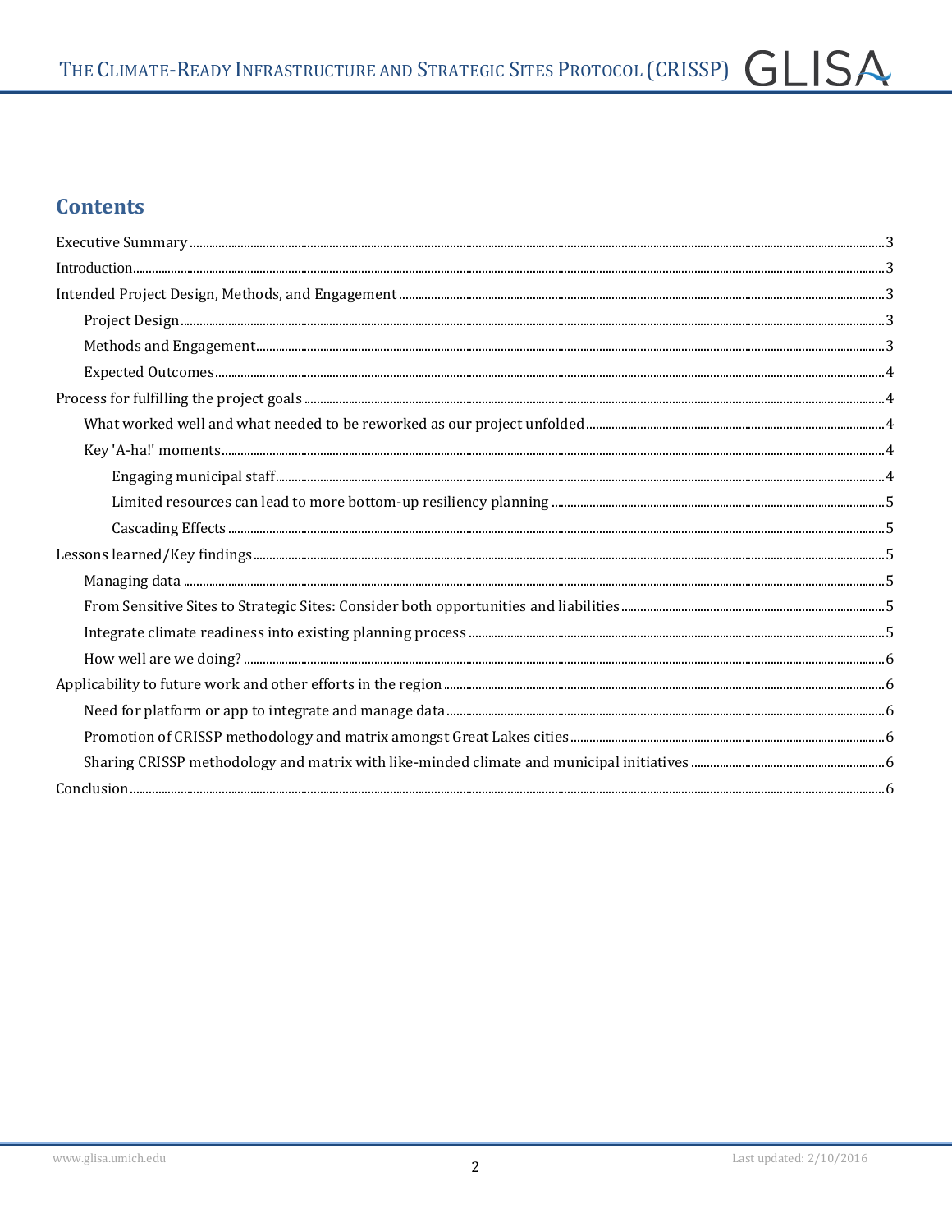## Contents

Executive Summary .......... 3
Introduction .......... 3
Intended Project Design, Methods, and Engagement .......... 3
  Project Design .......... 3
  Methods and Engagement .......... 3
  Expected Outcomes .......... 4
Process for fulfilling the project goals .......... 4
  What worked well and what needed to be reworked as our project unfolded .......... 4
  Key 'A-ha!' moments .......... 4
    Engaging municipal staff .......... 4
    Limited resources can lead to more bottom-up resiliency planning .......... 5
    Cascading Effects .......... 5
Lessons learned/Key findings .......... 5
  Managing data .......... 5
  From Sensitive Sites to Strategic Sites: Consider both opportunities and liabilities .......... 5
  Integrate climate readiness into existing planning process .......... 5
  How well are we doing? .......... 6
Applicability to future work and other efforts in the region .......... 6
  Need for platform or app to integrate and manage data .......... 6
  Promotion of CRISSP methodology and matrix amongst Great Lakes cities .......... 6
  Sharing CRISSP methodology and matrix with like-minded climate and municipal initiatives .......... 6
Conclusion .......... 6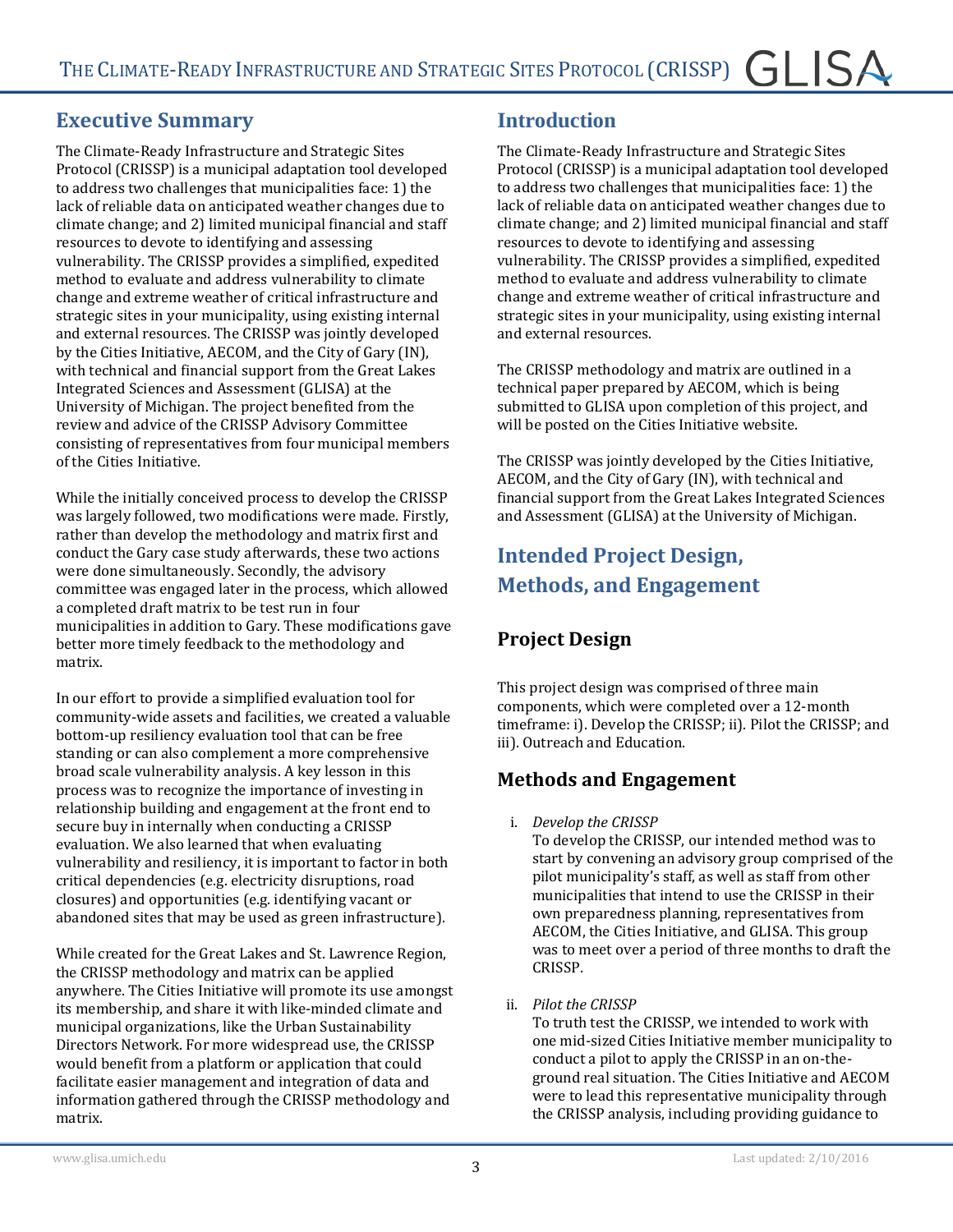## Executive Summary

The Climate-Ready Infrastructure and Strategic Sites Protocol (CRISSP) is a municipal adaptation tool developed to address two challenges that municipalities face: 1) the lack of reliable data on anticipated weather changes due to climate change; and 2) limited municipal financial and staff resources to devote to identifying and assessing vulnerability. The CRISSP provides a simplified, expedited method to evaluate and address vulnerability to climate change and extreme weather of critical infrastructure and strategic sites in your municipality, using existing internal and external resources. The CRISSP was jointly developed by the Cities Initiative, AECOM, and the City of Gary (IN), with technical and financial support from the Great Lakes Integrated Sciences and Assessment (GLISA) at the University of Michigan. The project benefited from the review and advice of the CRISSP Advisory Committee consisting of representatives from four municipal members of the Cities Initiative.

While the initially conceived process to develop the CRISSP was largely followed, two modifications were made. Firstly, rather than develop the methodology and matrix first and conduct the Gary case study afterwards, these two actions were done simultaneously. Secondly, the advisory committee was engaged later in the process, which allowed a completed draft matrix to be test run in four municipalities in addition to Gary. These modifications gave better more timely feedback to the methodology and matrix.

In our effort to provide a simplified evaluation tool for community-wide assets and facilities, we created a valuable bottom-up resiliency evaluation tool that can be free standing or can also complement a more comprehensive broad scale vulnerability analysis. A key lesson in this process was to recognize the importance of investing in relationship building and engagement at the front end to secure buy in internally when conducting a CRISSP evaluation. We also learned that when evaluating vulnerability and resiliency, it is important to factor in both critical dependencies (e.g. electricity disruptions, road closures) and opportunities (e.g. identifying vacant or abandoned sites that may be used as green infrastructure).

While created for the Great Lakes and St. Lawrence Region, the CRISSP methodology and matrix can be applied anywhere. The Cities Initiative will promote its use amongst its membership, and share it with like-minded climate and municipal organizations, like the Urban Sustainability Directors Network. For more widespread use, the CRISSP would benefit from a platform or application that could facilitate easier management and integration of data and information gathered through the CRISSP methodology and matrix.

## Introduction

The Climate-Ready Infrastructure and Strategic Sites Protocol (CRISSP) is a municipal adaptation tool developed to address two challenges that municipalities face: 1) the lack of reliable data on anticipated weather changes due to climate change; and 2) limited municipal financial and staff resources to devote to identifying and assessing vulnerability. The CRISSP provides a simplified, expedited method to evaluate and address vulnerability to climate change and extreme weather of critical infrastructure and strategic sites in your municipality, using existing internal and external resources.

The CRISSP methodology and matrix are outlined in a technical paper prepared by AECOM, which is being submitted to GLISA upon completion of this project, and will be posted on the Cities Initiative website.

The CRISSP was jointly developed by the Cities Initiative, AECOM, and the City of Gary (IN), with technical and financial support from the Great Lakes Integrated Sciences and Assessment (GLISA) at the University of Michigan.

## Intended Project Design, Methods, and Engagement

### Project Design

This project design was comprised of three main components, which were completed over a 12-month timeframe: i). Develop the CRISSP; ii). Pilot the CRISSP; and iii). Outreach and Education.

### Methods and Engagement

i. *Develop the CRISSP*
   To develop the CRISSP, our intended method was to start by convening an advisory group comprised of the pilot municipality's staff, as well as staff from other municipalities that intend to use the CRISSP in their own preparedness planning, representatives from AECOM, the Cities Initiative, and GLISA. This group was to meet over a period of three months to draft the CRISSP.

ii. *Pilot the CRISSP*
   To truth test the CRISSP, we intended to work with one mid-sized Cities Initiative member municipality to conduct a pilot to apply the CRISSP in an on-the-ground real situation. The Cities Initiative and AECOM were to lead this representative municipality through the CRISSP analysis, including providing guidance to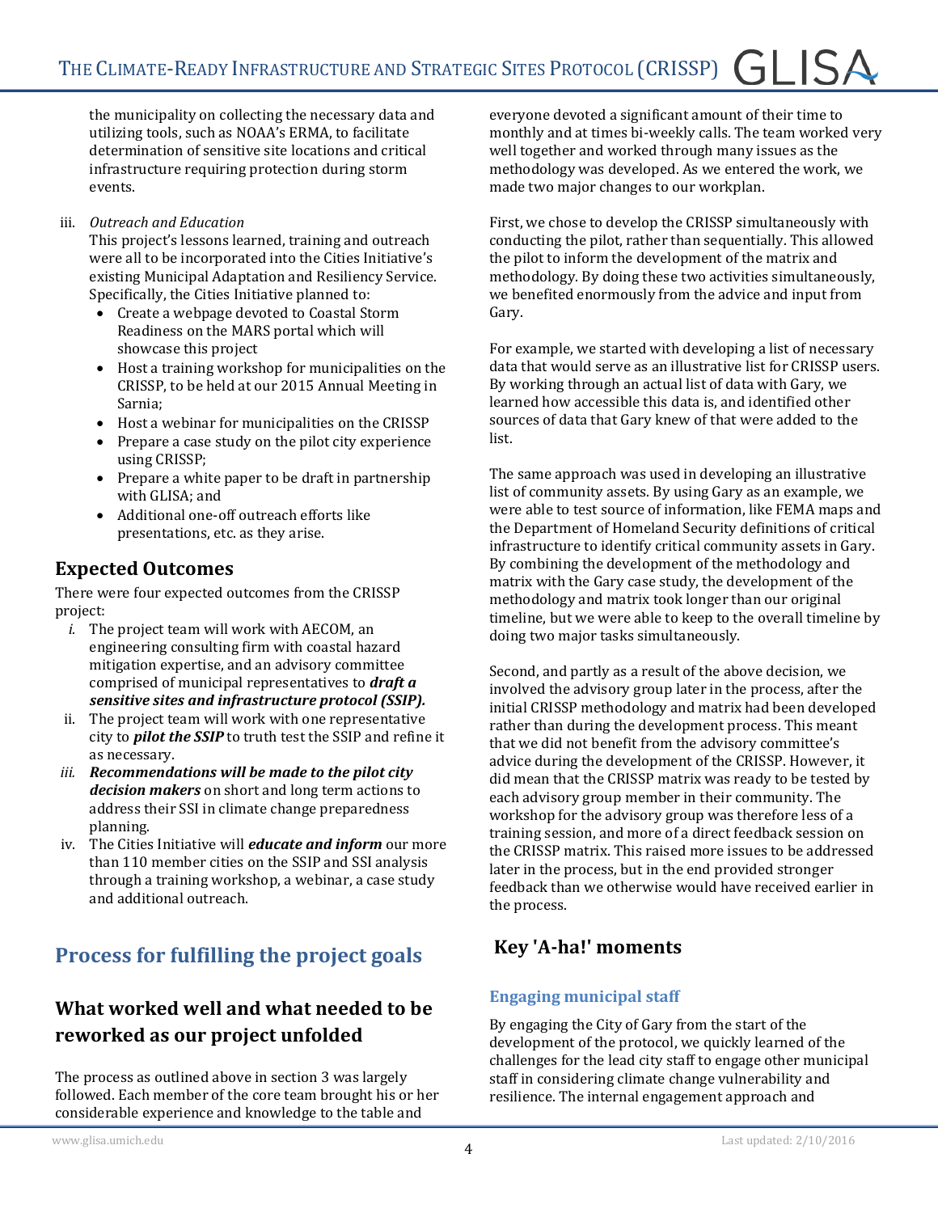the municipality on collecting the necessary data and utilizing tools, such as NOAA's ERMA, to facilitate determination of sensitive site locations and critical infrastructure requiring protection during storm events.

iii. *Outreach and Education*
This project's lessons learned, training and outreach were all to be incorporated into the Cities Initiative's existing Municipal Adaptation and Resiliency Service. Specifically, the Cities Initiative planned to:
- Create a webpage devoted to Coastal Storm Readiness on the MARS portal which will showcase this project
- Host a training workshop for municipalities on the CRISSP, to be held at our 2015 Annual Meeting in Sarnia;
- Host a webinar for municipalities on the CRISSP
- Prepare a case study on the pilot city experience using CRISSP;
- Prepare a white paper to be draft in partnership with GLISA; and
- Additional one-off outreach efforts like presentations, etc. as they arise.

## Expected Outcomes

There were four expected outcomes from the CRISSP project:

*i.* The project team will work with AECOM, an engineering consulting firm with coastal hazard mitigation expertise, and an advisory committee comprised of municipal representatives to ***draft a sensitive sites and infrastructure protocol (SSIP).***

ii. The project team will work with one representative city to ***pilot the SSIP*** to truth test the SSIP and refine it as necessary.

*iii.* ***Recommendations will be made to the pilot city decision makers*** on short and long term actions to address their SSI in climate change preparedness planning.

iv. The Cities Initiative will ***educate and inform*** our more than 110 member cities on the SSIP and SSI analysis through a training workshop, a webinar, a case study and additional outreach.

# Process for fulfilling the project goals

## What worked well and what needed to be reworked as our project unfolded

The process as outlined above in section 3 was largely followed. Each member of the core team brought his or her considerable experience and knowledge to the table and everyone devoted a significant amount of their time to monthly and at times bi-weekly calls. The team worked very well together and worked through many issues as the methodology was developed. As we entered the work, we made two major changes to our workplan.

First, we chose to develop the CRISSP simultaneously with conducting the pilot, rather than sequentially. This allowed the pilot to inform the development of the matrix and methodology. By doing these two activities simultaneously, we benefited enormously from the advice and input from Gary.

For example, we started with developing a list of necessary data that would serve as an illustrative list for CRISSP users. By working through an actual list of data with Gary, we learned how accessible this data is, and identified other sources of data that Gary knew of that were added to the list.

The same approach was used in developing an illustrative list of community assets. By using Gary as an example, we were able to test source of information, like FEMA maps and the Department of Homeland Security definitions of critical infrastructure to identify critical community assets in Gary. By combining the development of the methodology and matrix with the Gary case study, the development of the methodology and matrix took longer than our original timeline, but we were able to keep to the overall timeline by doing two major tasks simultaneously.

Second, and partly as a result of the above decision, we involved the advisory group later in the process, after the initial CRISSP methodology and matrix had been developed rather than during the development process. This meant that we did not benefit from the advisory committee's advice during the development of the CRISSP. However, it did mean that the CRISSP matrix was ready to be tested by each advisory group member in their community. The workshop for the advisory group was therefore less of a training session, and more of a direct feedback session on the CRISSP matrix. This raised more issues to be addressed later in the process, but in the end provided stronger feedback than we otherwise would have received earlier in the process.

## Key 'A-ha!' moments

### Engaging municipal staff

By engaging the City of Gary from the start of the development of the protocol, we quickly learned of the challenges for the lead city staff to engage other municipal staff in considering climate change vulnerability and resilience. The internal engagement approach and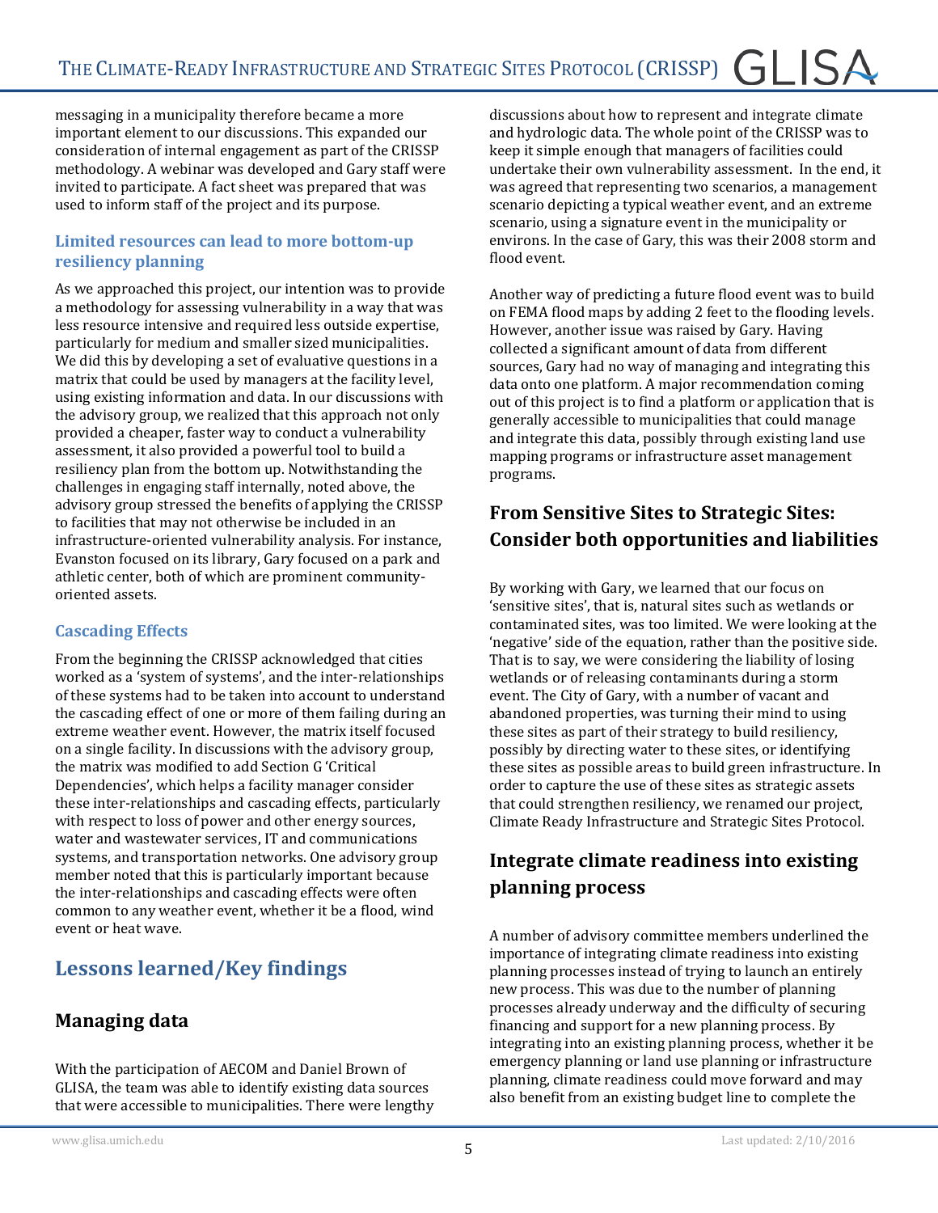messaging in a municipality therefore became a more important element to our discussions. This expanded our consideration of internal engagement as part of the CRISSP methodology. A webinar was developed and Gary staff were invited to participate. A fact sheet was prepared that was used to inform staff of the project and its purpose.

### Limited resources can lead to more bottom-up resiliency planning

As we approached this project, our intention was to provide a methodology for assessing vulnerability in a way that was less resource intensive and required less outside expertise, particularly for medium and smaller sized municipalities. We did this by developing a set of evaluative questions in a matrix that could be used by managers at the facility level, using existing information and data. In our discussions with the advisory group, we realized that this approach not only provided a cheaper, faster way to conduct a vulnerability assessment, it also provided a powerful tool to build a resiliency plan from the bottom up. Notwithstanding the challenges in engaging staff internally, noted above, the advisory group stressed the benefits of applying the CRISSP to facilities that may not otherwise be included in an infrastructure-oriented vulnerability analysis. For instance, Evanston focused on its library, Gary focused on a park and athletic center, both of which are prominent community-oriented assets.

### Cascading Effects

From the beginning the CRISSP acknowledged that cities worked as a 'system of systems', and the inter-relationships of these systems had to be taken into account to understand the cascading effect of one or more of them failing during an extreme weather event. However, the matrix itself focused on a single facility. In discussions with the advisory group, the matrix was modified to add Section G 'Critical Dependencies', which helps a facility manager consider these inter-relationships and cascading effects, particularly with respect to loss of power and other energy sources, water and wastewater services, IT and communications systems, and transportation networks. One advisory group member noted that this is particularly important because the inter-relationships and cascading effects were often common to any weather event, whether it be a flood, wind event or heat wave.

## Lessons learned/Key findings

## Managing data

With the participation of AECOM and Daniel Brown of GLISA, the team was able to identify existing data sources that were accessible to municipalities. There were lengthy discussions about how to represent and integrate climate and hydrologic data. The whole point of the CRISSP was to keep it simple enough that managers of facilities could undertake their own vulnerability assessment. In the end, it was agreed that representing two scenarios, a management scenario depicting a typical weather event, and an extreme scenario, using a signature event in the municipality or environs. In the case of Gary, this was their 2008 storm and flood event.

Another way of predicting a future flood event was to build on FEMA flood maps by adding 2 feet to the flooding levels. However, another issue was raised by Gary. Having collected a significant amount of data from different sources, Gary had no way of managing and integrating this data onto one platform. A major recommendation coming out of this project is to find a platform or application that is generally accessible to municipalities that could manage and integrate this data, possibly through existing land use mapping programs or infrastructure asset management programs.

## From Sensitive Sites to Strategic Sites: Consider both opportunities and liabilities

By working with Gary, we learned that our focus on 'sensitive sites', that is, natural sites such as wetlands or contaminated sites, was too limited. We were looking at the 'negative' side of the equation, rather than the positive side. That is to say, we were considering the liability of losing wetlands or of releasing contaminants during a storm event. The City of Gary, with a number of vacant and abandoned properties, was turning their mind to using these sites as part of their strategy to build resiliency, possibly by directing water to these sites, or identifying these sites as possible areas to build green infrastructure. In order to capture the use of these sites as strategic assets that could strengthen resiliency, we renamed our project, Climate Ready Infrastructure and Strategic Sites Protocol.

## Integrate climate readiness into existing planning process

A number of advisory committee members underlined the importance of integrating climate readiness into existing planning processes instead of trying to launch an entirely new process. This was due to the number of planning processes already underway and the difficulty of securing financing and support for a new planning process. By integrating into an existing planning process, whether it be emergency planning or land use planning or infrastructure planning, climate readiness could move forward and may also benefit from an existing budget line to complete the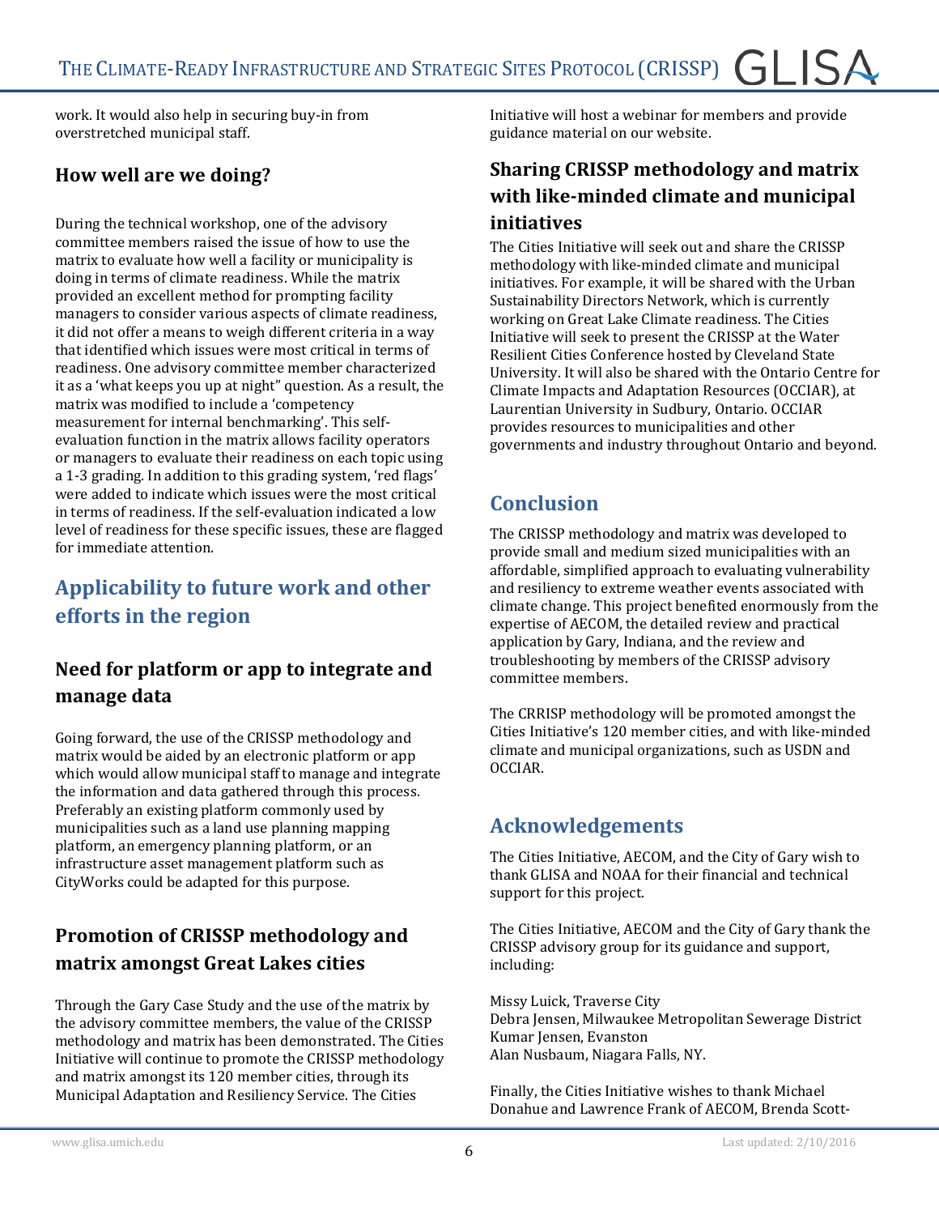work. It would also help in securing buy-in from overstretched municipal staff.

### How well are we doing?

During the technical workshop, one of the advisory committee members raised the issue of how to use the matrix to evaluate how well a facility or municipality is doing in terms of climate readiness. While the matrix provided an excellent method for prompting facility managers to consider various aspects of climate readiness, it did not offer a means to weigh different criteria in a way that identified which issues were most critical in terms of readiness. One advisory committee member characterized it as a 'what keeps you up at night" question. As a result, the matrix was modified to include a 'competency measurement for internal benchmarking'. This self-evaluation function in the matrix allows facility operators or managers to evaluate their readiness on each topic using a 1-3 grading. In addition to this grading system, 'red flags' were added to indicate which issues were the most critical in terms of readiness. If the self-evaluation indicated a low level of readiness for these specific issues, these are flagged for immediate attention.

## Applicability to future work and other efforts in the region

### Need for platform or app to integrate and manage data

Going forward, the use of the CRISSP methodology and matrix would be aided by an electronic platform or app which would allow municipal staff to manage and integrate the information and data gathered through this process. Preferably an existing platform commonly used by municipalities such as a land use planning mapping platform, an emergency planning platform, or an infrastructure asset management platform such as CityWorks could be adapted for this purpose.

### Promotion of CRISSP methodology and matrix amongst Great Lakes cities

Through the Gary Case Study and the use of the matrix by the advisory committee members, the value of the CRISSP methodology and matrix has been demonstrated. The Cities Initiative will continue to promote the CRISSP methodology and matrix amongst its 120 member cities, through its Municipal Adaptation and Resiliency Service. The Cities Initiative will host a webinar for members and provide guidance material on our website.

### Sharing CRISSP methodology and matrix with like-minded climate and municipal initiatives

The Cities Initiative will seek out and share the CRISSP methodology with like-minded climate and municipal initiatives. For example, it will be shared with the Urban Sustainability Directors Network, which is currently working on Great Lake Climate readiness. The Cities Initiative will seek to present the CRISSP at the Water Resilient Cities Conference hosted by Cleveland State University. It will also be shared with the Ontario Centre for Climate Impacts and Adaptation Resources (OCCIAR), at Laurentian University in Sudbury, Ontario. OCCIAR provides resources to municipalities and other governments and industry throughout Ontario and beyond.

## Conclusion

The CRISSP methodology and matrix was developed to provide small and medium sized municipalities with an affordable, simplified approach to evaluating vulnerability and resiliency to extreme weather events associated with climate change. This project benefited enormously from the expertise of AECOM, the detailed review and practical application by Gary, Indiana, and the review and troubleshooting by members of the CRISSP advisory committee members.

The CRRISP methodology will be promoted amongst the Cities Initiative's 120 member cities, and with like-minded climate and municipal organizations, such as USDN and OCCIAR.

## Acknowledgements

The Cities Initiative, AECOM, and the City of Gary wish to thank GLISA and NOAA for their financial and technical support for this project.

The Cities Initiative, AECOM and the City of Gary thank the CRISSP advisory group for its guidance and support, including:

Missy Luick, Traverse City
Debra Jensen, Milwaukee Metropolitan Sewerage District
Kumar Jensen, Evanston
Alan Nusbaum, Niagara Falls, NY.

Finally, the Cities Initiative wishes to thank Michael Donahue and Lawrence Frank of AECOM, Brenda Scott-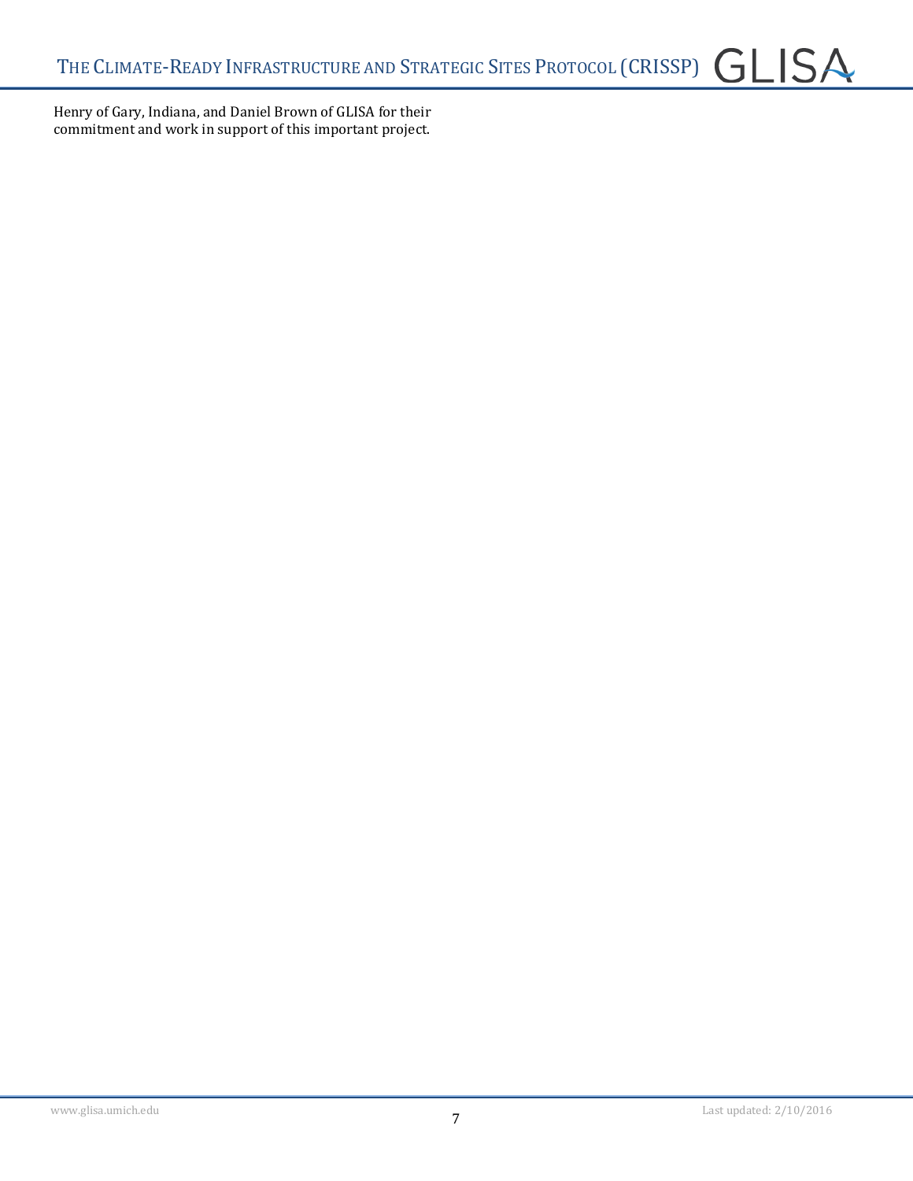Henry of Gary, Indiana, and Daniel Brown of GLISA for their commitment and work in support of this important project.